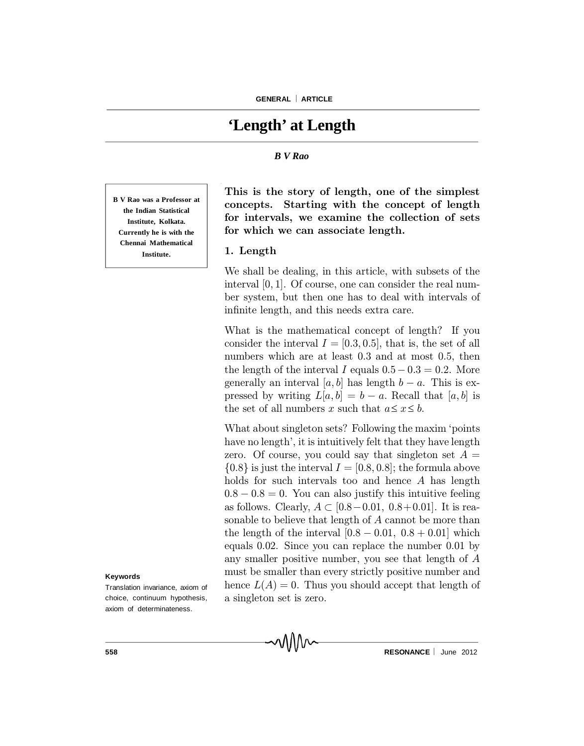# 'Length' at Length

***B V Rao***

**B V Rao was a Professor at the Indian Statistical Institute, Kolkata. Currently he is with the Chennai Mathematical Institute.**

**This is the story of length, one of the simplest concepts. Starting with the concept of length for intervals, we examine the collection of sets for which we can associate length.**

## 1. Length

We shall be dealing, in this article, with subsets of the interval $[0, 1]$. Of course, one can consider the real number system, but then one has to deal with intervals of infinite length, and this needs extra care.

What is the mathematical concept of length? If you consider the interval $I = [0.3, 0.5]$, that is, the set of all numbers which are at least 0.3 and at most 0.5, then the length of the interval $I$ equals $0.5 - 0.3 = 0.2$. More generally an interval $[a, b]$ has length $b - a$. This is expressed by writing $L[a, b] = b - a$. Recall that $[a, b]$ is the set of all numbers $x$ such that $a \leq x \leq b$.

What about singleton sets? Following the maxim 'points have no length', it is intuitively felt that they have length zero. Of course, you could say that singleton set $A = \{0.8\}$ is just the interval $I = [0.8, 0.8]$; the formula above holds for such intervals too and hence $A$ has length $0.8 - 0.8 = 0$. You can also justify this intuitive feeling as follows. Clearly, $A \subset [0.8 - 0.01,\ 0.8 + 0.01]$. It is reasonable to believe that length of $A$ cannot be more than the length of the interval $[0.8 - 0.01,\ 0.8 + 0.01]$ which equals 0.02. Since you can replace the number 0.01 by any smaller positive number, you see that length of $A$ must be smaller than every strictly positive number and hence $L(A) = 0$. Thus you should accept that length of a singleton set is zero.

**Keywords**

Translation invariance, axiom of choice, continuum hypothesis, axiom of determinateness.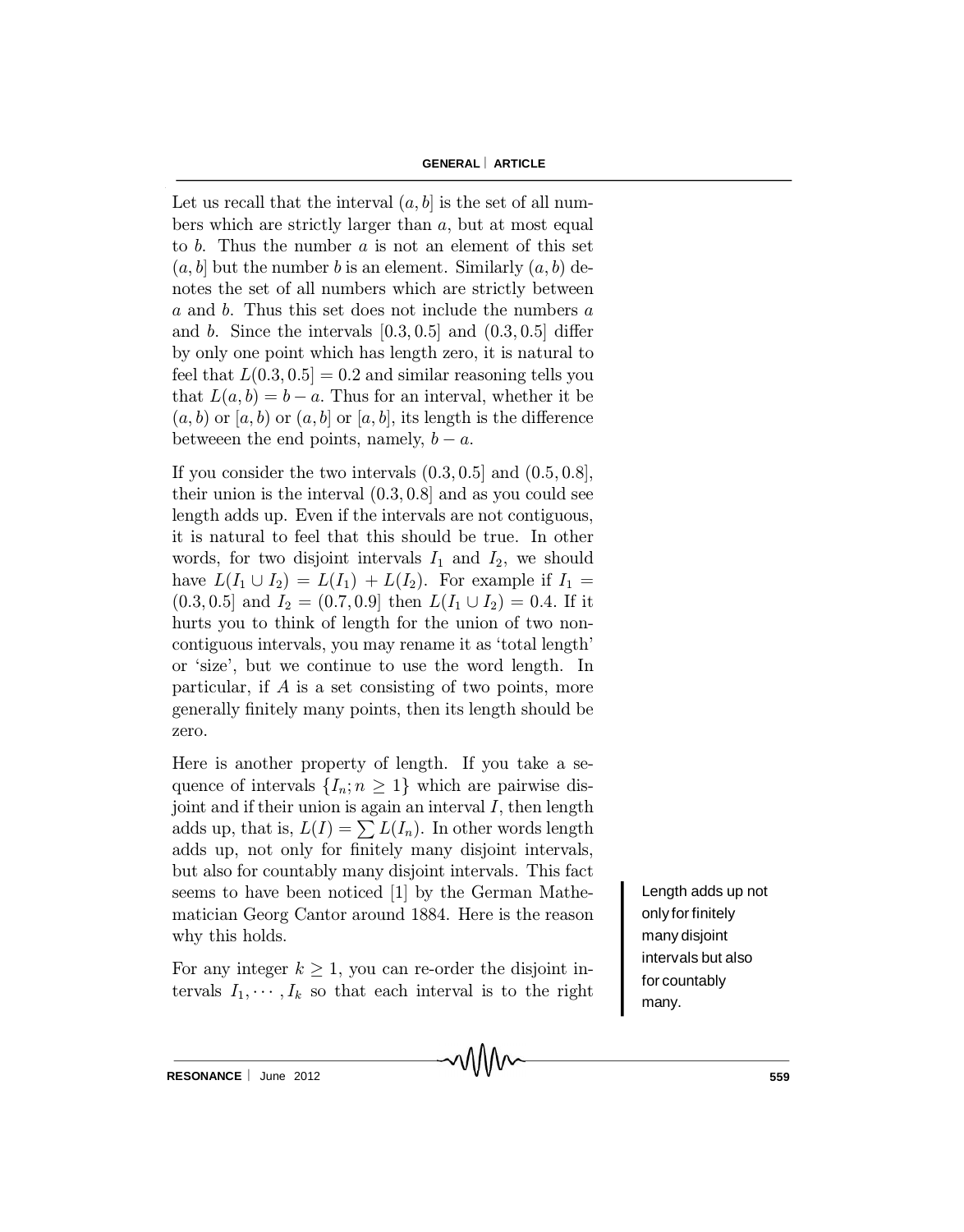Let us recall that the interval $(a, b]$ is the set of all numbers which are strictly larger than $a$, but at most equal to $b$. Thus the number $a$ is not an element of this set $(a, b]$ but the number $b$ is an element. Similarly $(a, b)$ denotes the set of all numbers which are strictly between $a$ and $b$. Thus this set does not include the numbers $a$ and $b$. Since the intervals $[0.3, 0.5]$ and $(0.3, 0.5]$ differ by only one point which has length zero, it is natural to feel that $L(0.3, 0.5] = 0.2$ and similar reasoning tells you that $L(a, b) = b - a$. Thus for an interval, whether it be $(a, b)$ or $[a, b)$ or $(a, b]$ or $[a, b]$, its length is the difference betweeen the end points, namely, $b - a$.

If you consider the two intervals $(0.3, 0.5]$ and $(0.5, 0.8]$, their union is the interval $(0.3, 0.8]$ and as you could see length adds up. Even if the intervals are not contiguous, it is natural to feel that this should be true. In other words, for two disjoint intervals $I_1$ and $I_2$, we should have $L(I_1 \cup I_2) = L(I_1) + L(I_2)$. For example if $I_1 = (0.3, 0.5]$ and $I_2 = (0.7, 0.9]$ then $L(I_1 \cup I_2) = 0.4$. If it hurts you to think of length for the union of two non-contiguous intervals, you may rename it as 'total length' or 'size', but we continue to use the word length. In particular, if $A$ is a set consisting of two points, more generally finitely many points, then its length should be zero.

Here is another property of length. If you take a sequence of intervals $\{I_n; n \geq 1\}$ which are pairwise disjoint and if their union is again an interval $I$, then length adds up, that is, $L(I) = \sum L(I_n)$. In other words length adds up, not only for finitely many disjoint intervals, but also for countably many disjoint intervals. This fact seems to have been noticed [1] by the German Mathematician Georg Cantor around 1884. Here is the reason why this holds.

Length adds up not only for finitely many disjoint intervals but also for countably many.

For any integer $k \geq 1$, you can re-order the disjoint intervals $I_1, \cdots, I_k$ so that each interval is to the right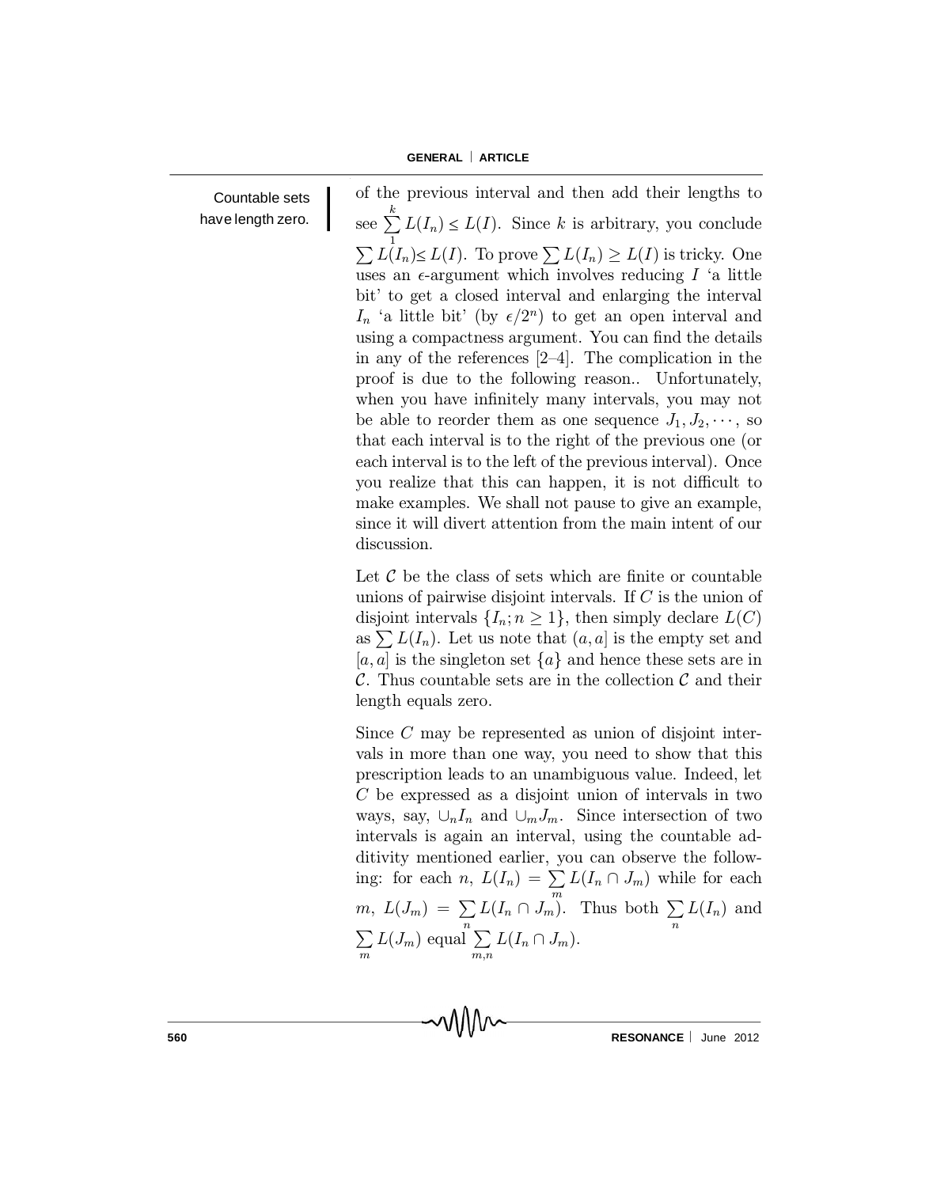Countable sets have length zero.

of the previous interval and then add their lengths to see $\sum_1^k L(I_n) \leq L(I)$. Since $k$ is arbitrary, you conclude $\sum L(I_n) \leq L(I)$. To prove $\sum L(I_n) \geq L(I)$ is tricky. One uses an $\epsilon$-argument which involves reducing $I$ 'a little bit' to get a closed interval and enlarging the interval $I_n$ 'a little bit' (by $\epsilon/2^n$) to get an open interval and using a compactness argument. You can find the details in any of the references [2–4]. The complication in the proof is due to the following reason.. Unfortunately, when you have infinitely many intervals, you may not be able to reorder them as one sequence $J_1, J_2, \cdots$, so that each interval is to the right of the previous one (or each interval is to the left of the previous interval). Once you realize that this can happen, it is not difficult to make examples. We shall not pause to give an example, since it will divert attention from the main intent of our discussion.

Let $\mathcal{C}$ be the class of sets which are finite or countable unions of pairwise disjoint intervals. If $C$ is the union of disjoint intervals $\{I_n; n \geq 1\}$, then simply declare $L(C)$ as $\sum L(I_n)$. Let us note that $(a, a]$ is the empty set and $[a, a]$ is the singleton set $\{a\}$ and hence these sets are in $\mathcal{C}$. Thus countable sets are in the collection $\mathcal{C}$ and their length equals zero.

Since $C$ may be represented as union of disjoint intervals in more than one way, you need to show that this prescription leads to an unambiguous value. Indeed, let $C$ be expressed as a disjoint union of intervals in two ways, say, $\cup_n I_n$ and $\cup_m J_m$. Since intersection of two intervals is again an interval, using the countable additivity mentioned earlier, you can observe the following: for each $n$, $L(I_n) = \sum_m L(I_n \cap J_m)$ while for each $m$, $L(J_m) = \sum_n L(I_n \cap J_m)$. Thus both $\sum_n L(I_n)$ and $\sum_m L(J_m)$ equal $\sum_{m,n} L(I_n \cap J_m)$.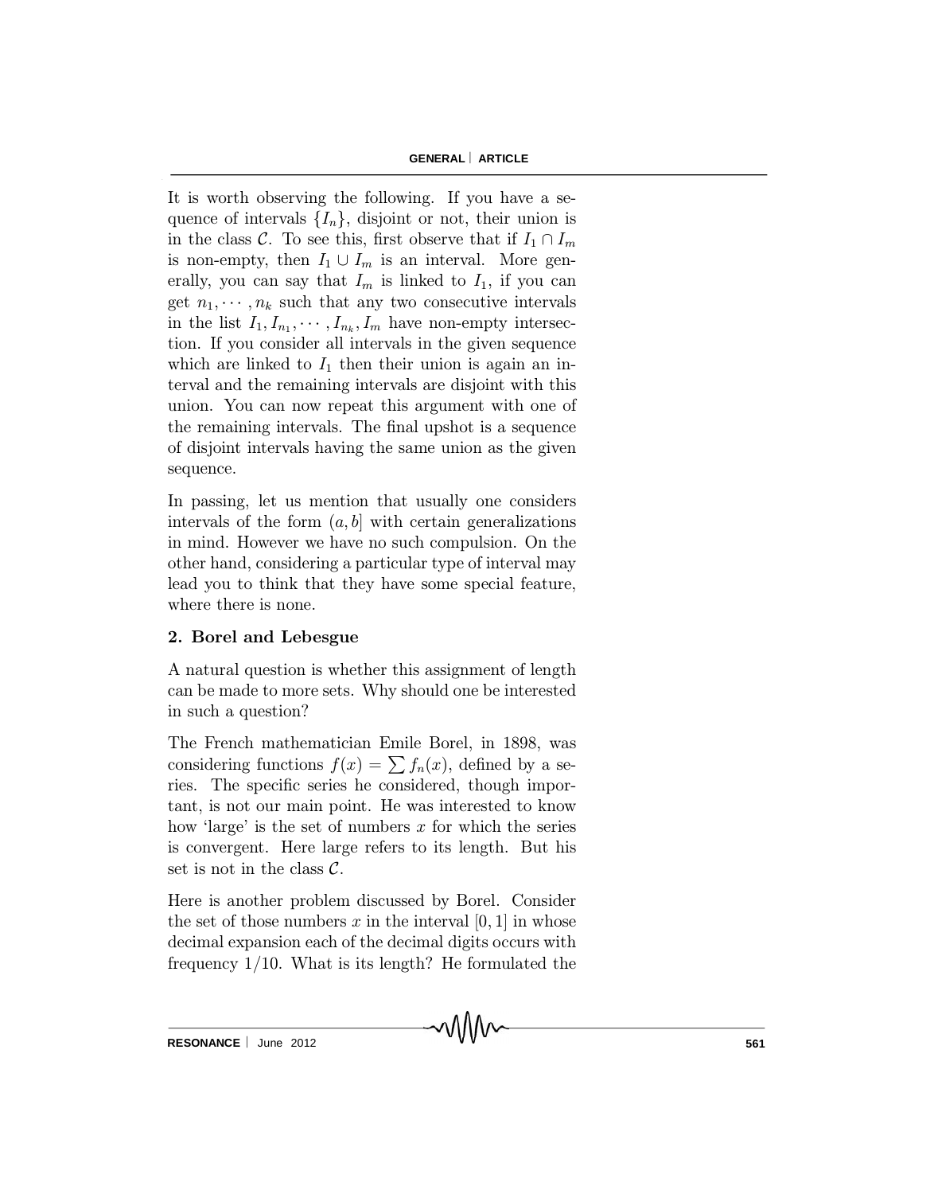It is worth observing the following. If you have a sequence of intervals $\{I_n\}$, disjoint or not, their union is in the class $\mathcal{C}$. To see this, first observe that if $I_1 \cap I_m$ is non-empty, then $I_1 \cup I_m$ is an interval. More generally, you can say that $I_m$ is linked to $I_1$, if you can get $n_1, \cdots, n_k$ such that any two consecutive intervals in the list $I_1, I_{n_1}, \cdots, I_{n_k}, I_m$ have non-empty intersection. If you consider all intervals in the given sequence which are linked to $I_1$ then their union is again an interval and the remaining intervals are disjoint with this union. You can now repeat this argument with one of the remaining intervals. The final upshot is a sequence of disjoint intervals having the same union as the given sequence.

In passing, let us mention that usually one considers intervals of the form $(a, b]$ with certain generalizations in mind. However we have no such compulsion. On the other hand, considering a particular type of interval may lead you to think that they have some special feature, where there is none.

## 2. Borel and Lebesgue

A natural question is whether this assignment of length can be made to more sets. Why should one be interested in such a question?

The French mathematician Emile Borel, in 1898, was considering functions $f(x) = \sum f_n(x)$, defined by a series. The specific series he considered, though important, is not our main point. He was interested to know how 'large' is the set of numbers $x$ for which the series is convergent. Here large refers to its length. But his set is not in the class $\mathcal{C}$.

Here is another problem discussed by Borel. Consider the set of those numbers $x$ in the interval $[0, 1]$ in whose decimal expansion each of the decimal digits occurs with frequency $1/10$. What is its length? He formulated the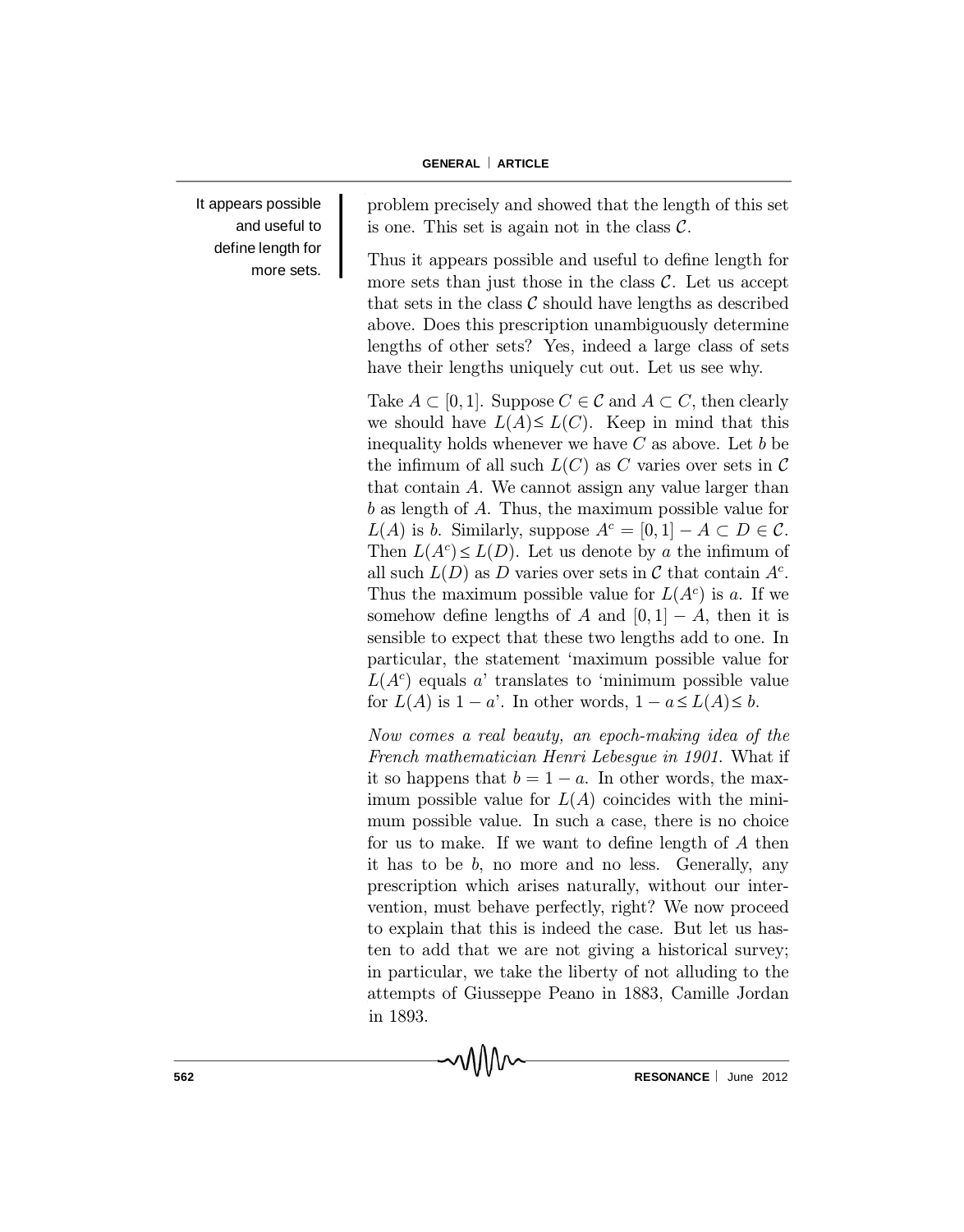It appears possible and useful to define length for more sets.

problem precisely and showed that the length of this set is one. This set is again not in the class $\mathcal{C}$.

Thus it appears possible and useful to define length for more sets than just those in the class $\mathcal{C}$. Let us accept that sets in the class $\mathcal{C}$ should have lengths as described above. Does this prescription unambiguously determine lengths of other sets? Yes, indeed a large class of sets have their lengths uniquely cut out. Let us see why.

Take $A \subset [0,1]$. Suppose $C \in \mathcal{C}$ and $A \subset C$, then clearly we should have $L(A) \leq L(C)$. Keep in mind that this inequality holds whenever we have $C$ as above. Let $b$ be the infimum of all such $L(C)$ as $C$ varies over sets in $\mathcal{C}$ that contain $A$. We cannot assign any value larger than $b$ as length of $A$. Thus, the maximum possible value for $L(A)$ is $b$. Similarly, suppose $A^c = [0,1] - A \subset D \in \mathcal{C}$. Then $L(A^c) \leq L(D)$. Let us denote by $a$ the infimum of all such $L(D)$ as $D$ varies over sets in $\mathcal{C}$ that contain $A^c$. Thus the maximum possible value for $L(A^c)$ is $a$. If we somehow define lengths of $A$ and $[0,1] - A$, then it is sensible to expect that these two lengths add to one. In particular, the statement 'maximum possible value for $L(A^c)$ equals $a$' translates to 'minimum possible value for $L(A)$ is $1 - a$'. In other words, $1 - a \leq L(A) \leq b$.

*Now comes a real beauty, an epoch-making idea of the French mathematician Henri Lebesgue in 1901.* What if it so happens that $b = 1 - a$. In other words, the maximum possible value for $L(A)$ coincides with the minimum possible value. In such a case, there is no choice for us to make. If we want to define length of $A$ then it has to be $b$, no more and no less. Generally, any prescription which arises naturally, without our intervention, must behave perfectly, right? We now proceed to explain that this is indeed the case. But let us hasten to add that we are not giving a historical survey; in particular, we take the liberty of not alluding to the attempts of Giusseppe Peano in 1883, Camille Jordan in 1893.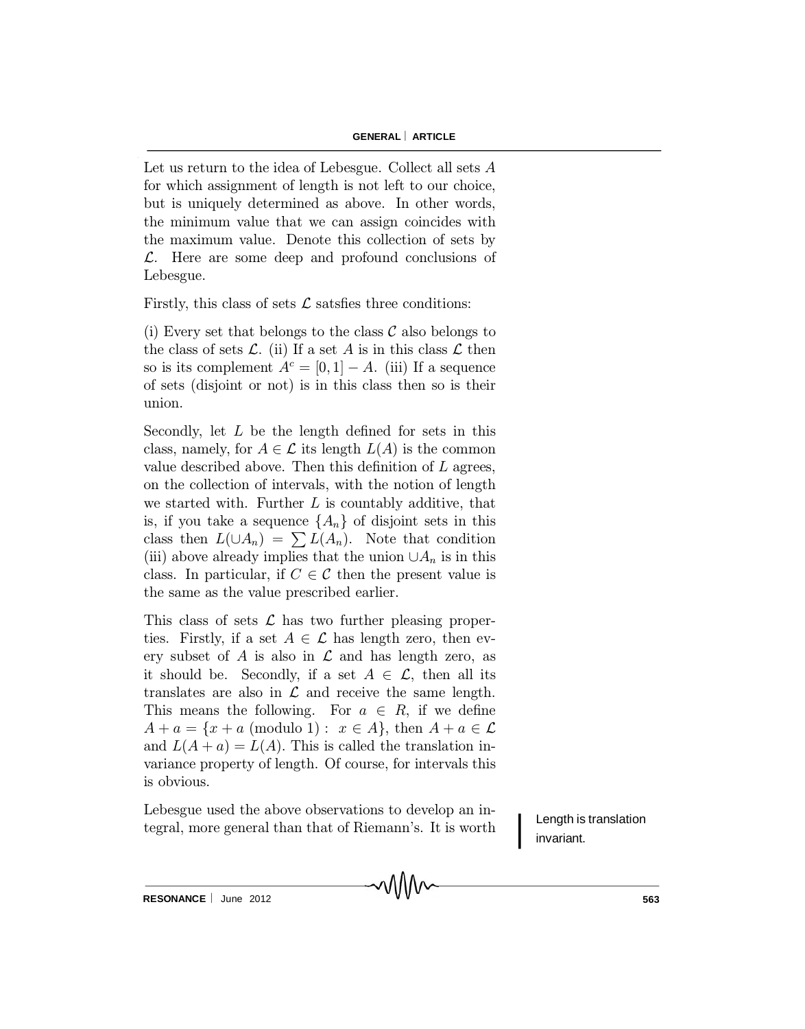Let us return to the idea of Lebesgue. Collect all sets $A$ for which assignment of length is not left to our choice, but is uniquely determined as above. In other words, the minimum value that we can assign coincides with the maximum value. Denote this collection of sets by $\mathcal{L}$. Here are some deep and profound conclusions of Lebesgue.

Firstly, this class of sets $\mathcal{L}$ satsfies three conditions:

(i) Every set that belongs to the class $\mathcal{C}$ also belongs to the class of sets $\mathcal{L}$. (ii) If a set $A$ is in this class $\mathcal{L}$ then so is its complement $A^c = [0,1] - A$. (iii) If a sequence of sets (disjoint or not) is in this class then so is their union.

Secondly, let $L$ be the length defined for sets in this class, namely, for $A \in \mathcal{L}$ its length $L(A)$ is the common value described above. Then this definition of $L$ agrees, on the collection of intervals, with the notion of length we started with. Further $L$ is countably additive, that is, if you take a sequence $\{A_n\}$ of disjoint sets in this class then $L(\cup A_n) = \sum L(A_n)$. Note that condition (iii) above already implies that the union $\cup A_n$ is in this class. In particular, if $C \in \mathcal{C}$ then the present value is the same as the value prescribed earlier.

This class of sets $\mathcal{L}$ has two further pleasing properties. Firstly, if a set $A \in \mathcal{L}$ has length zero, then every subset of $A$ is also in $\mathcal{L}$ and has length zero, as it should be. Secondly, if a set $A \in \mathcal{L}$, then all its translates are also in $\mathcal{L}$ and receive the same length. This means the following. For $a \in R$, if we define $A + a = \{x + a \text{ (modulo 1)} : \ x \in A\}$, then $A + a \in \mathcal{L}$ and $L(A + a) = L(A)$. This is called the translation invariance property of length. Of course, for intervals this is obvious.

Length is translation invariant.

Lebesgue used the above observations to develop an integral, more general than that of Riemann's. It is worth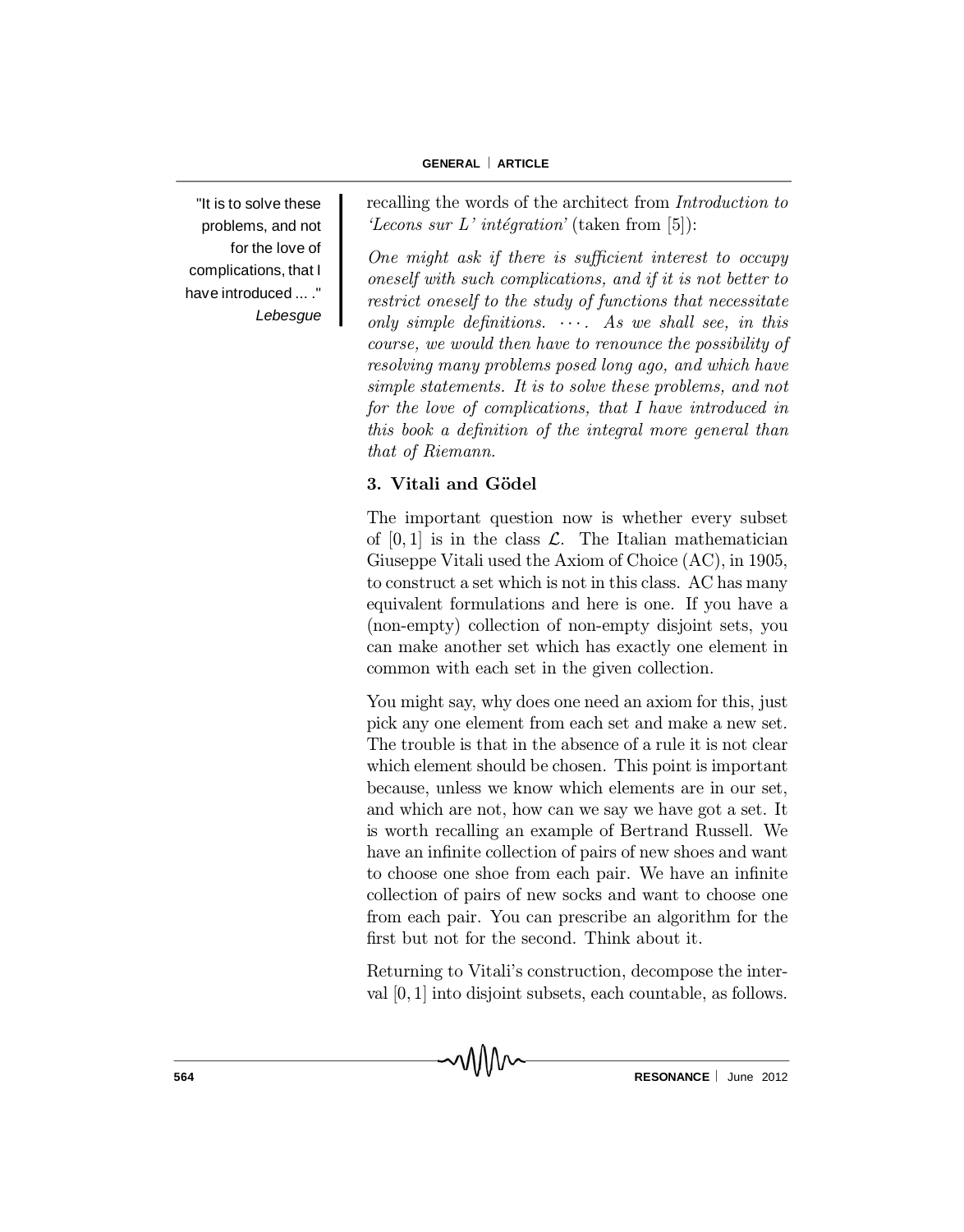"It is to solve these problems, and not for the love of complications, that I have introduced ... ."
*Lebesgue*

recalling the words of the architect from *Introduction to 'Lecons sur L' intégration'* (taken from [5]):

*One might ask if there is sufficient interest to occupy oneself with such complications, and if it is not better to restrict oneself to the study of functions that necessitate only simple definitions. ⋯ . As we shall see, in this course, we would then have to renounce the possibility of resolving many problems posed long ago, and which have simple statements. It is to solve these problems, and not for the love of complications, that I have introduced in this book a definition of the integral more general than that of Riemann.*

### 3. Vitali and Gödel

The important question now is whether every subset of $[0, 1]$ is in the class $\mathcal{L}$. The Italian mathematician Giuseppe Vitali used the Axiom of Choice (AC), in 1905, to construct a set which is not in this class. AC has many equivalent formulations and here is one. If you have a (non-empty) collection of non-empty disjoint sets, you can make another set which has exactly one element in common with each set in the given collection.

You might say, why does one need an axiom for this, just pick any one element from each set and make a new set. The trouble is that in the absence of a rule it is not clear which element should be chosen. This point is important because, unless we know which elements are in our set, and which are not, how can we say we have got a set. It is worth recalling an example of Bertrand Russell. We have an infinite collection of pairs of new shoes and want to choose one shoe from each pair. We have an infinite collection of pairs of new socks and want to choose one from each pair. You can prescribe an algorithm for the first but not for the second. Think about it.

Returning to Vitali's construction, decompose the interval $[0, 1]$ into disjoint subsets, each countable, as follows.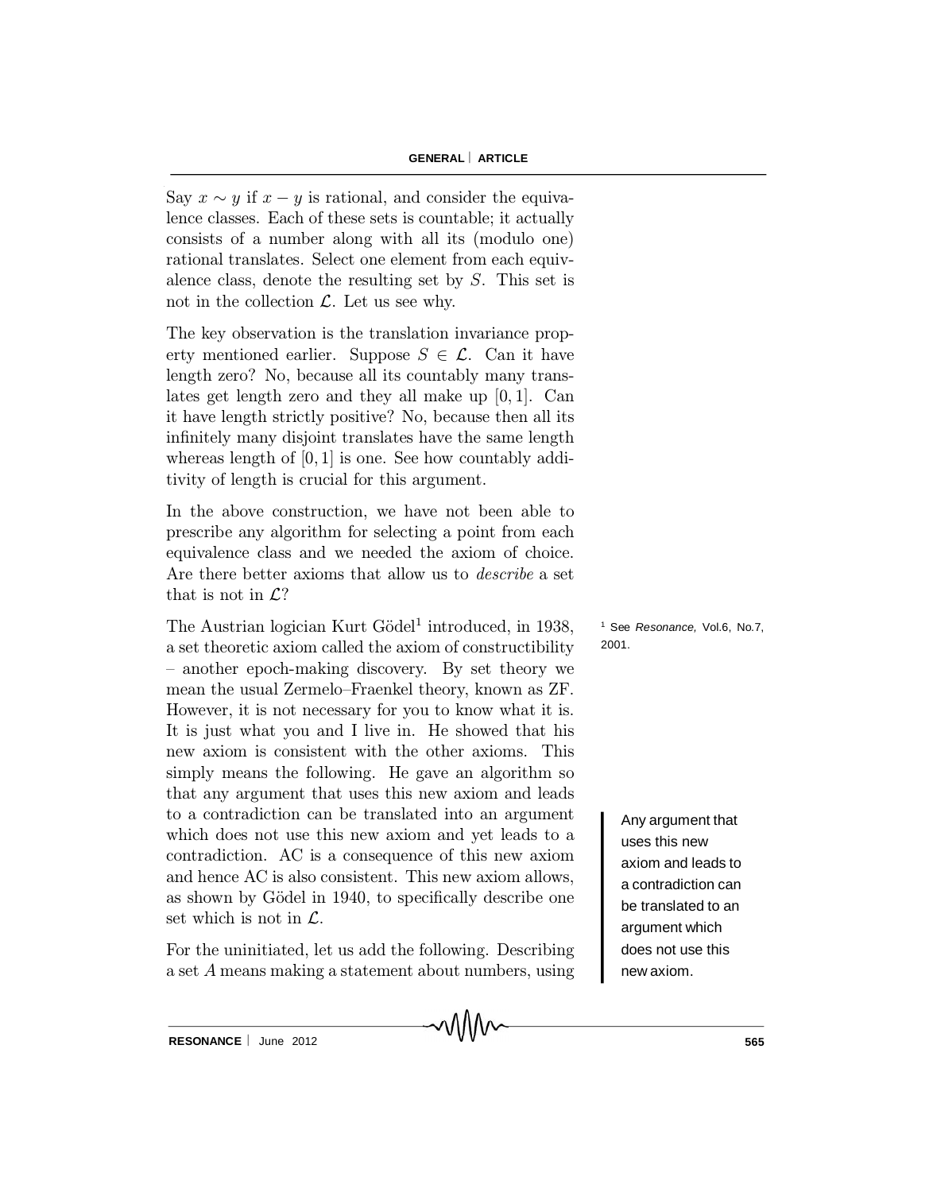Say $x \sim y$ if $x - y$ is rational, and consider the equivalence classes. Each of these sets is countable; it actually consists of a number along with all its (modulo one) rational translates. Select one element from each equivalence class, denote the resulting set by $S$. This set is not in the collection $\mathcal{L}$. Let us see why.

The key observation is the translation invariance property mentioned earlier. Suppose $S \in \mathcal{L}$. Can it have length zero? No, because all its countably many translates get length zero and they all make up $[0, 1]$. Can it have length strictly positive? No, because then all its infinitely many disjoint translates have the same length whereas length of $[0, 1]$ is one. See how countably additivity of length is crucial for this argument.

In the above construction, we have not been able to prescribe any algorithm for selecting a point from each equivalence class and we needed the axiom of choice. Are there better axioms that allow us to *describe* a set that is not in $\mathcal{L}$?

The Austrian logician Kurt Gödel[1] introduced, in 1938, a set theoretic axiom called the axiom of constructibility – another epoch-making discovery. By set theory we mean the usual Zermelo–Fraenkel theory, known as ZF. However, it is not necessary for you to know what it is. It is just what you and I live in. He showed that his new axiom is consistent with the other axioms. This simply means the following. He gave an algorithm so that any argument that uses this new axiom and leads to a contradiction can be translated into an argument which does not use this new axiom and yet leads to a contradiction. AC is a consequence of this new axiom and hence AC is also consistent. This new axiom allows, as shown by Gödel in 1940, to specifically describe one set which is not in $\mathcal{L}$.

[1] See *Resonance,* Vol.6, No.7, 2001.

> Any argument that uses this new axiom and leads to a contradiction can be translated to an argument which does not use this new axiom.

For the uninitiated, let us add the following. Describing a set $A$ means making a statement about numbers, using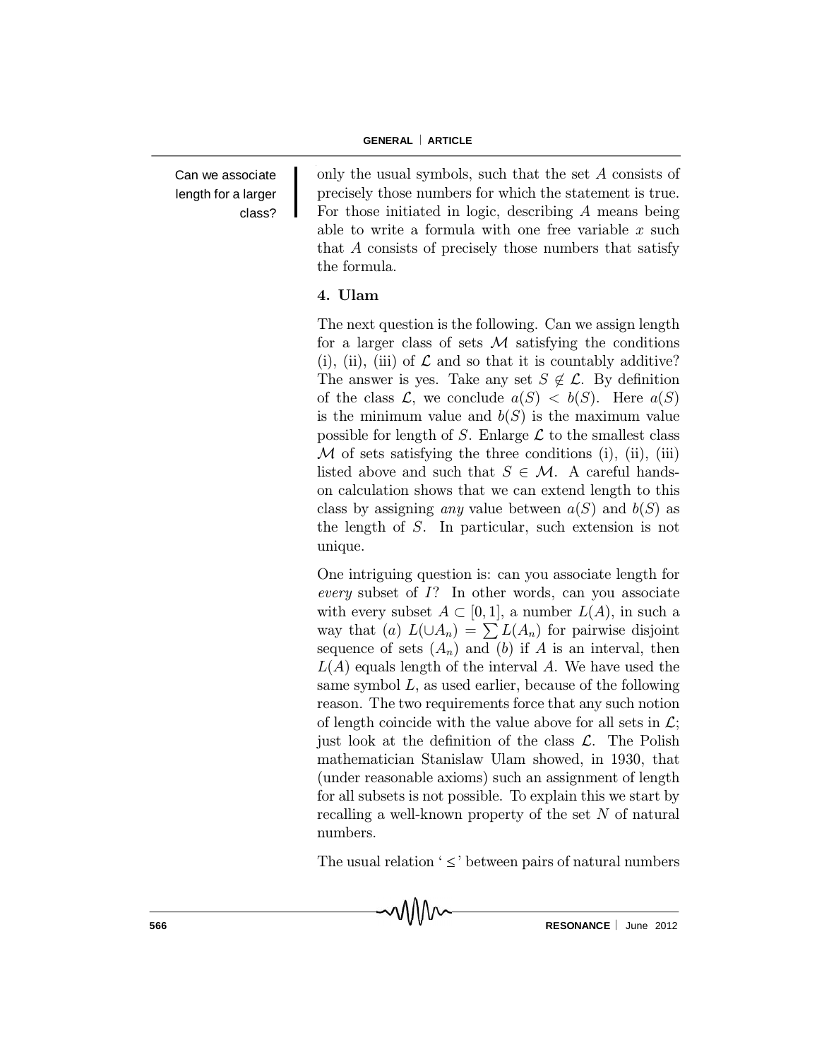Can we associate length for a larger class?

only the usual symbols, such that the set $A$ consists of precisely those numbers for which the statement is true. For those initiated in logic, describing $A$ means being able to write a formula with one free variable $x$ such that $A$ consists of precisely those numbers that satisfy the formula.

### 4. Ulam

The next question is the following. Can we assign length for a larger class of sets $\mathcal{M}$ satisfying the conditions (i), (ii), (iii) of $\mathcal{L}$ and so that it is countably additive? The answer is yes. Take any set $S \notin \mathcal{L}$. By definition of the class $\mathcal{L}$, we conclude $a(S) < b(S)$. Here $a(S)$ is the minimum value and $b(S)$ is the maximum value possible for length of $S$. Enlarge $\mathcal{L}$ to the smallest class $\mathcal{M}$ of sets satisfying the three conditions (i), (ii), (iii) listed above and such that $S \in \mathcal{M}$. A careful hands-on calculation shows that we can extend length to this class by assigning *any* value between $a(S)$ and $b(S)$ as the length of $S$. In particular, such extension is not unique.

One intriguing question is: can you associate length for *every* subset of $I$? In other words, can you associate with every subset $A \subset [0, 1]$, a number $L(A)$, in such a way that $(a)$ $L(\cup A_n) = \sum L(A_n)$ for pairwise disjoint sequence of sets $(A_n)$ and $(b)$ if $A$ is an interval, then $L(A)$ equals length of the interval $A$. We have used the same symbol $L$, as used earlier, because of the following reason. The two requirements force that any such notion of length coincide with the value above for all sets in $\mathcal{L}$; just look at the definition of the class $\mathcal{L}$. The Polish mathematician Stanislaw Ulam showed, in 1930, that (under reasonable axioms) such an assignment of length for all subsets is not possible. To explain this we start by recalling a well-known property of the set $N$ of natural numbers.

The usual relation '$\leq$' between pairs of natural numbers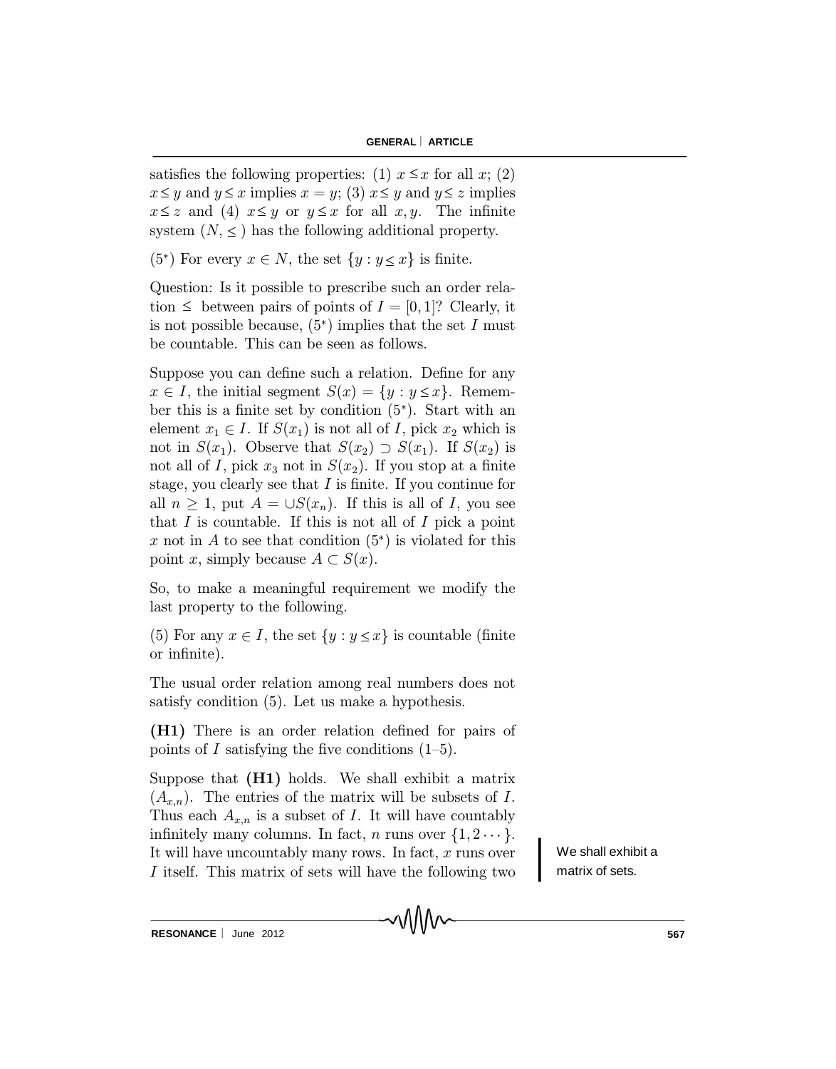satisfies the following properties: (1) $x \leq x$ for all $x$; (2) $x \leq y$ and $y \leq x$ implies $x = y$; (3) $x \leq y$ and $y \leq z$ implies $x \leq z$ and (4) $x \leq y$ or $y \leq x$ for all $x, y$. The infinite system $(N, \leq)$ has the following additional property.

($5^*$) For every $x \in N$, the set $\{y : y \leq x\}$ is finite.

Question: Is it possible to prescribe such an order relation $\leq$ between pairs of points of $I = [0, 1]$? Clearly, it is not possible because, ($5^*$) implies that the set $I$ must be countable. This can be seen as follows.

Suppose you can define such a relation. Define for any $x \in I$, the initial segment $S(x) = \{y : y \leq x\}$. Remember this is a finite set by condition ($5^*$). Start with an element $x_1 \in I$. If $S(x_1)$ is not all of $I$, pick $x_2$ which is not in $S(x_1)$. Observe that $S(x_2) \supset S(x_1)$. If $S(x_2)$ is not all of $I$, pick $x_3$ not in $S(x_2)$. If you stop at a finite stage, you clearly see that $I$ is finite. If you continue for all $n \geq 1$, put $A = \cup S(x_n)$. If this is all of $I$, you see that $I$ is countable. If this is not all of $I$ pick a point $x$ not in $A$ to see that condition ($5^*$) is violated for this point $x$, simply because $A \subset S(x)$.

So, to make a meaningful requirement we modify the last property to the following.

(5) For any $x \in I$, the set $\{y : y \leq x\}$ is countable (finite or infinite).

The usual order relation among real numbers does not satisfy condition (5). Let us make a hypothesis.

**(H1)** There is an order relation defined for pairs of points of $I$ satisfying the five conditions (1–5).

Suppose that **(H1)** holds. We shall exhibit a matrix $(A_{x,n})$. The entries of the matrix will be subsets of $I$. Thus each $A_{x,n}$ is a subset of $I$. It will have countably infinitely many columns. In fact, $n$ runs over $\{1, 2 \cdots\}$. It will have uncountably many rows. In fact, $x$ runs over $I$ itself. This matrix of sets will have the following two

We shall exhibit a matrix of sets.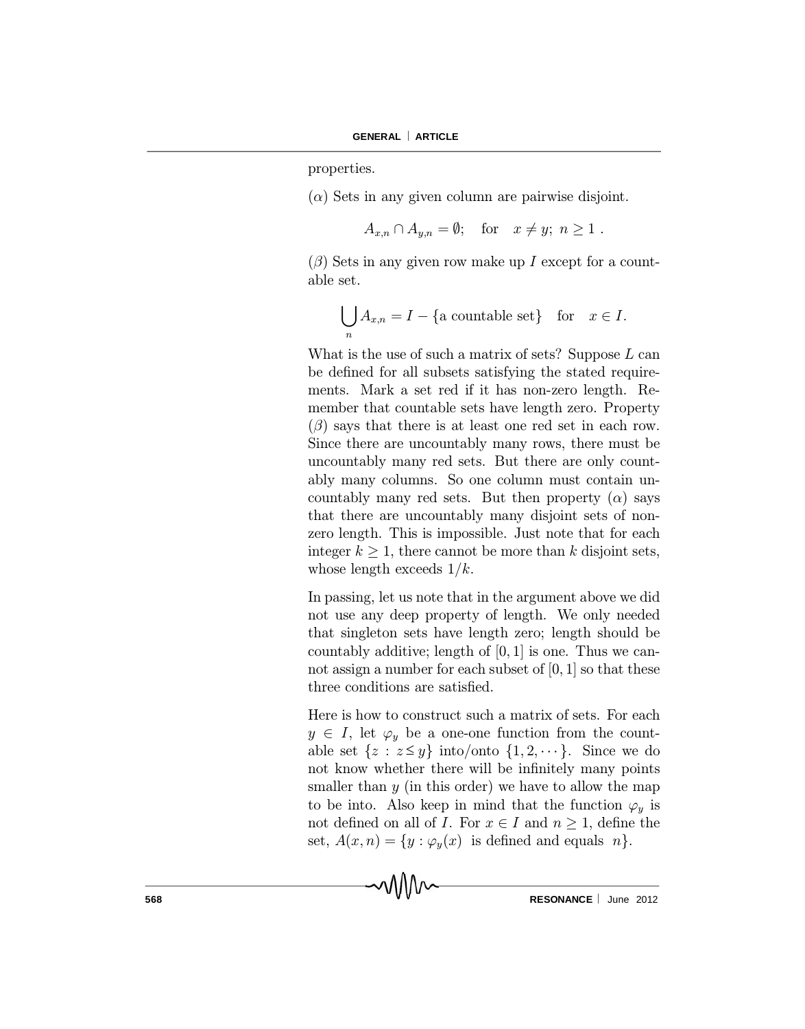properties.

($\alpha$) Sets in any given column are pairwise disjoint.

$$A_{x,n} \cap A_{y,n} = \emptyset; \quad \text{for} \quad x \neq y;\ n \geq 1 \ .$$

($\beta$) Sets in any given row make up $I$ except for a countable set.

$$\bigcup_n A_{x,n} = I - \{\text{a countable set}\} \quad \text{for} \quad x \in I.$$

What is the use of such a matrix of sets? Suppose $L$ can be defined for all subsets satisfying the stated requirements. Mark a set red if it has non-zero length. Remember that countable sets have length zero. Property ($\beta$) says that there is at least one red set in each row. Since there are uncountably many rows, there must be uncountably many red sets. But there are only countably many columns. So one column must contain uncountably many red sets. But then property ($\alpha$) says that there are uncountably many disjoint sets of non-zero length. This is impossible. Just note that for each integer $k \geq 1$, there cannot be more than $k$ disjoint sets, whose length exceeds $1/k$.

In passing, let us note that in the argument above we did not use any deep property of length. We only needed that singleton sets have length zero; length should be countably additive; length of $[0, 1]$ is one. Thus we cannot assign a number for each subset of $[0, 1]$ so that these three conditions are satisfied.

Here is how to construct such a matrix of sets. For each $y \in I$, let $\varphi_y$ be a one-one function from the countable set $\{z : z \leq y\}$ into/onto $\{1, 2, \cdots\}$. Since we do not know whether there will be infinitely many points smaller than $y$ (in this order) we have to allow the map to be into. Also keep in mind that the function $\varphi_y$ is not defined on all of $I$. For $x \in I$ and $n \geq 1$, define the set, $A(x, n) = \{y : \varphi_y(x) \text{ is defined and equals } n\}$.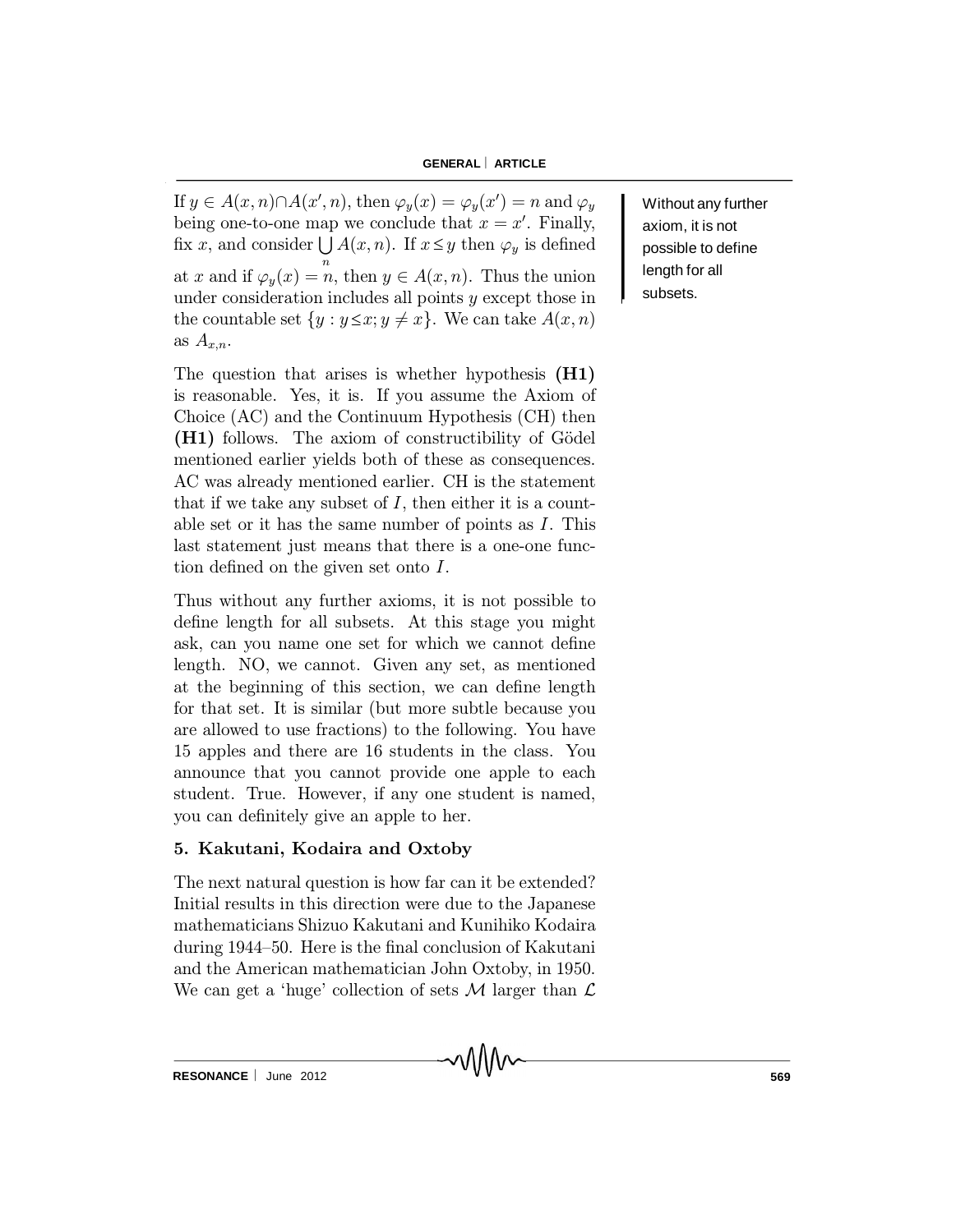If $y \in A(x,n) \cap A(x',n)$, then $\varphi_y(x) = \varphi_y(x') = n$ and $\varphi_y$ being one-to-one map we conclude that $x = x'$. Finally, fix $x$, and consider $\bigcup_n A(x,n)$. If $x \leq y$ then $\varphi_y$ is defined at $x$ and if $\varphi_y(x) = n$, then $y \in A(x,n)$. Thus the union under consideration includes all points $y$ except those in the countable set $\{y : y \leq x; y \neq x\}$. We can take $A(x,n)$ as $A_{x,n}$.

The question that arises is whether hypothesis **(H1)** is reasonable. Yes, it is. If you assume the Axiom of Choice (AC) and the Continuum Hypothesis (CH) then **(H1)** follows. The axiom of constructibility of Gödel mentioned earlier yields both of these as consequences. AC was already mentioned earlier. CH is the statement that if we take any subset of $I$, then either it is a countable set or it has the same number of points as $I$. This last statement just means that there is a one-one function defined on the given set onto $I$.

Without any further axiom, it is not possible to define length for all subsets.

Thus without any further axioms, it is not possible to define length for all subsets. At this stage you might ask, can you name one set for which we cannot define length. NO, we cannot. Given any set, as mentioned at the beginning of this section, we can define length for that set. It is similar (but more subtle because you are allowed to use fractions) to the following. You have 15 apples and there are 16 students in the class. You announce that you cannot provide one apple to each student. True. However, if any one student is named, you can definitely give an apple to her.

## 5. Kakutani, Kodaira and Oxtoby

The next natural question is how far can it be extended? Initial results in this direction were due to the Japanese mathematicians Shizuo Kakutani and Kunihiko Kodaira during 1944–50. Here is the final conclusion of Kakutani and the American mathematician John Oxtoby, in 1950. We can get a 'huge' collection of sets $\mathcal{M}$ larger than $\mathcal{L}$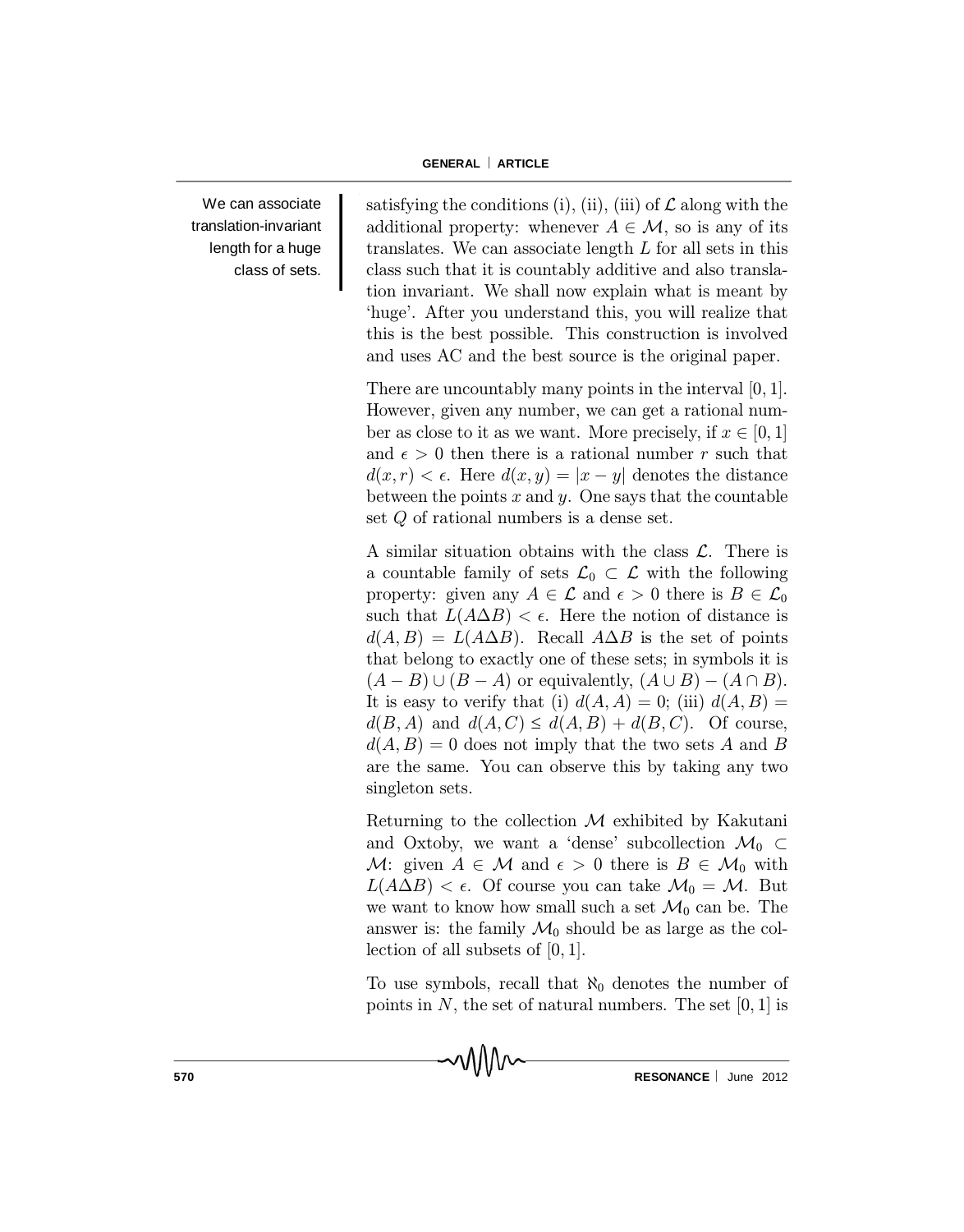satisfying the conditions (i), (ii), (iii) of $\mathcal{L}$ along with the additional property: whenever $A \in \mathcal{M}$, so is any of its translates. We can associate length $L$ for all sets in this class such that it is countably additive and also translation invariant. We shall now explain what is meant by 'huge'. After you understand this, you will realize that this is the best possible. This construction is involved and uses AC and the best source is the original paper.

We can associate translation-invariant length for a huge class of sets.

There are uncountably many points in the interval $[0, 1]$. However, given any number, we can get a rational number as close to it as we want. More precisely, if $x \in [0, 1]$ and $\epsilon > 0$ then there is a rational number $r$ such that $d(x, r) < \epsilon$. Here $d(x, y) = |x - y|$ denotes the distance between the points $x$ and $y$. One says that the countable set $Q$ of rational numbers is a dense set.

A similar situation obtains with the class $\mathcal{L}$. There is a countable family of sets $\mathcal{L}_0 \subset \mathcal{L}$ with the following property: given any $A \in \mathcal{L}$ and $\epsilon > 0$ there is $B \in \mathcal{L}_0$ such that $L(A\Delta B) < \epsilon$. Here the notion of distance is $d(A, B) = L(A\Delta B)$. Recall $A\Delta B$ is the set of points that belong to exactly one of these sets; in symbols it is $(A - B) \cup (B - A)$ or equivalently, $(A \cup B) - (A \cap B)$. It is easy to verify that (i) $d(A, A) = 0$; (iii) $d(A, B) = d(B, A)$ and $d(A, C) \leq d(A, B) + d(B, C)$. Of course, $d(A, B) = 0$ does not imply that the two sets $A$ and $B$ are the same. You can observe this by taking any two singleton sets.

Returning to the collection $\mathcal{M}$ exhibited by Kakutani and Oxtoby, we want a 'dense' subcollection $\mathcal{M}_0 \subset \mathcal{M}$: given $A \in \mathcal{M}$ and $\epsilon > 0$ there is $B \in \mathcal{M}_0$ with $L(A\Delta B) < \epsilon$. Of course you can take $\mathcal{M}_0 = \mathcal{M}$. But we want to know how small such a set $\mathcal{M}_0$ can be. The answer is: the family $\mathcal{M}_0$ should be as large as the collection of all subsets of $[0, 1]$.

To use symbols, recall that $\aleph_0$ denotes the number of points in $N$, the set of natural numbers. The set $[0, 1]$ is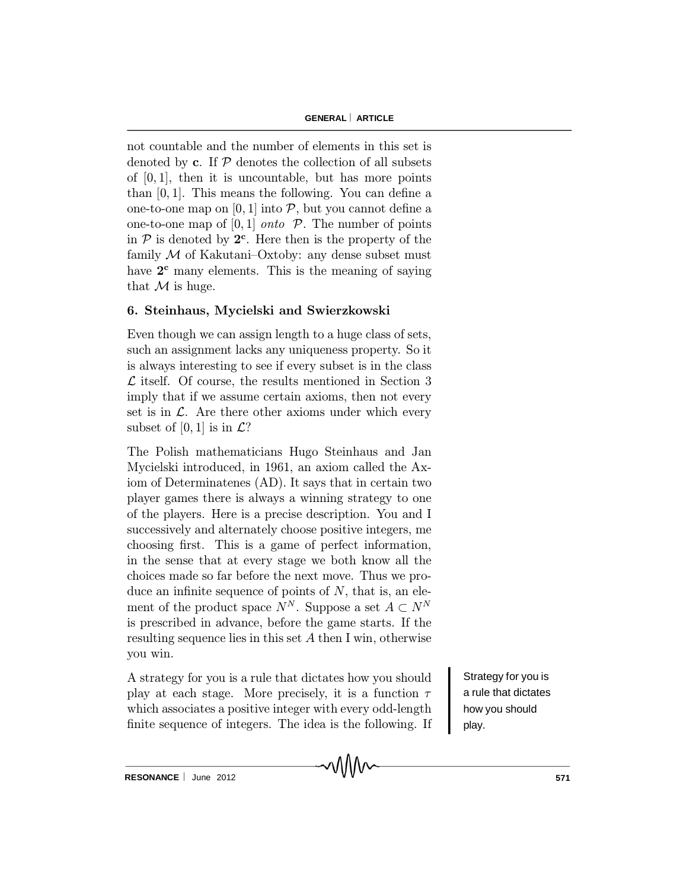not countable and the number of elements in this set is denoted by $\mathbf{c}$. If $\mathcal{P}$ denotes the collection of all subsets of $[0,1]$, then it is uncountable, but has more points than $[0,1]$. This means the following. You can define a one-to-one map on $[0,1]$ into $\mathcal{P}$, but you cannot define a one-to-one map of $[0,1]$ *onto* $\mathcal{P}$. The number of points in $\mathcal{P}$ is denoted by $\mathbf{2^c}$. Here then is the property of the family $\mathcal{M}$ of Kakutani–Oxtoby: any dense subset must have $\mathbf{2^c}$ many elements. This is the meaning of saying that $\mathcal{M}$ is huge.

## 6. Steinhaus, Mycielski and Swierzkowski

Even though we can assign length to a huge class of sets, such an assignment lacks any uniqueness property. So it is always interesting to see if every subset is in the class $\mathcal{L}$ itself. Of course, the results mentioned in Section 3 imply that if we assume certain axioms, then not every set is in $\mathcal{L}$. Are there other axioms under which every subset of $[0,1]$ is in $\mathcal{L}$?

The Polish mathematicians Hugo Steinhaus and Jan Mycielski introduced, in 1961, an axiom called the Axiom of Determinatenes (AD). It says that in certain two player games there is always a winning strategy to one of the players. Here is a precise description. You and I successively and alternately choose positive integers, me choosing first. This is a game of perfect information, in the sense that at every stage we both know all the choices made so far before the next move. Thus we produce an infinite sequence of points of $N$, that is, an element of the product space $N^N$. Suppose a set $A \subset N^N$ is prescribed in advance, before the game starts. If the resulting sequence lies in this set $A$ then I win, otherwise you win.

A strategy for you is a rule that dictates how you should play at each stage. More precisely, it is a function $\tau$ which associates a positive integer with every odd-length finite sequence of integers. The idea is the following. If

Strategy for you is a rule that dictates how you should play.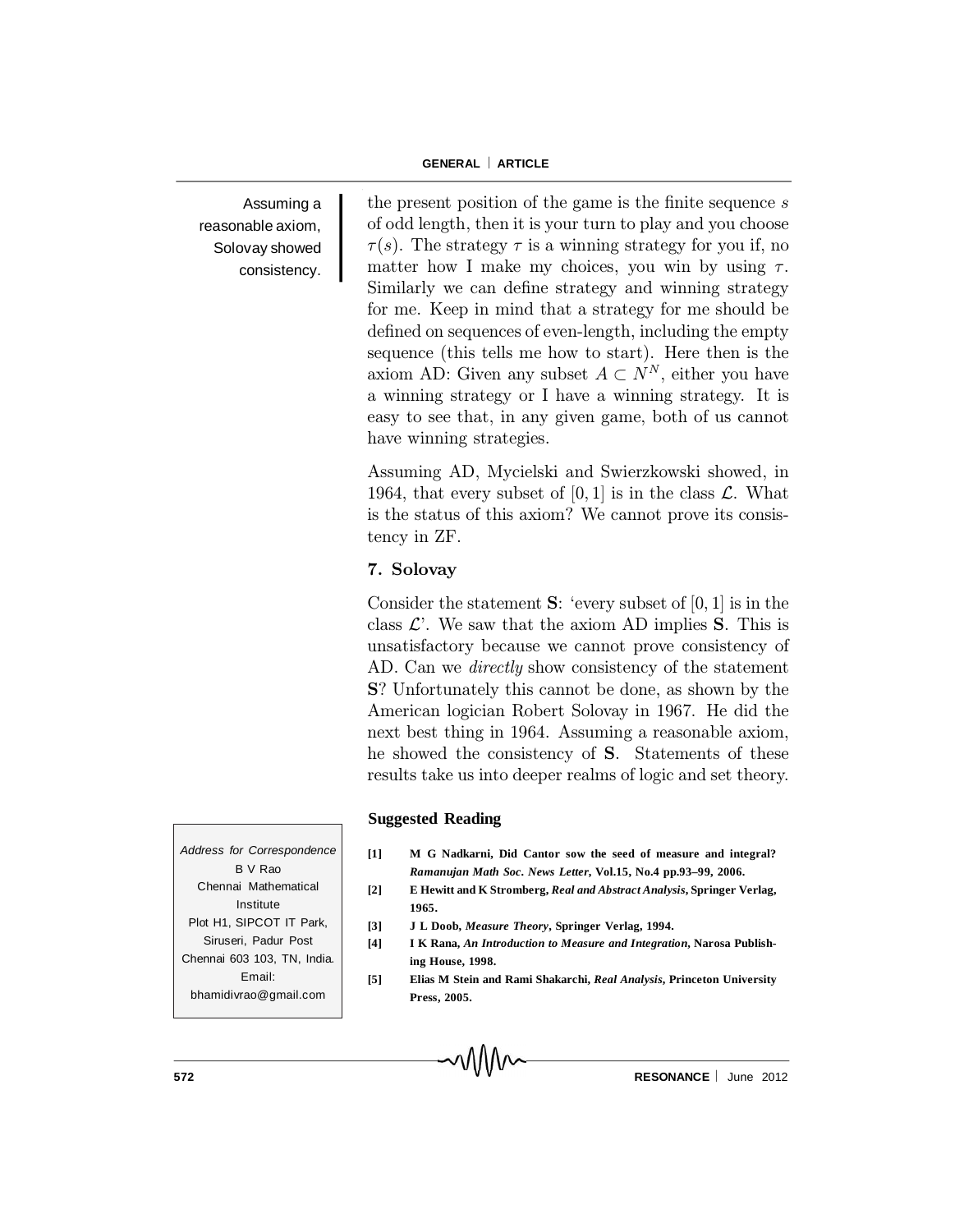Assuming a reasonable axiom, Solovay showed consistency.

the present position of the game is the finite sequence $s$ of odd length, then it is your turn to play and you choose $\tau(s)$. The strategy $\tau$ is a winning strategy for you if, no matter how I make my choices, you win by using $\tau$. Similarly we can define strategy and winning strategy for me. Keep in mind that a strategy for me should be defined on sequences of even-length, including the empty sequence (this tells me how to start). Here then is the axiom AD: Given any subset $A \subset N^N$, either you have a winning strategy or I have a winning strategy. It is easy to see that, in any given game, both of us cannot have winning strategies.

Assuming AD, Mycielski and Swierzkowski showed, in 1964, that every subset of $[0, 1]$ is in the class $\mathcal{L}$. What is the status of this axiom? We cannot prove its consistency in ZF.

## 7. Solovay

Consider the statement **S**: 'every subset of $[0, 1]$ is in the class $\mathcal{L}$'. We saw that the axiom AD implies **S**. This is unsatisfactory because we cannot prove consistency of AD. Can we *directly* show consistency of the statement **S**? Unfortunately this cannot be done, as shown by the American logician Robert Solovay in 1967. He did the next best thing in 1964. Assuming a reasonable axiom, he showed the consistency of **S**. Statements of these results take us into deeper realms of logic and set theory.

### Suggested Reading

[1] M G Nadkarni, Did Cantor sow the seed of measure and integral? *Ramanujan Math Soc. News Letter*, Vol.15, No.4 pp.93–99, 2006.

[2] E Hewitt and K Stromberg, *Real and Abstract Analysis*, Springer Verlag, 1965.

[3] J L Doob, *Measure Theory*, Springer Verlag, 1994.

[4] I K Rana, *An Introduction to Measure and Integration*, Narosa Publishing House, 1998.

[5] Elias M Stein and Rami Shakarchi, *Real Analysis*, Princeton University Press, 2005.

*Address for Correspondence*
B V Rao
Chennai Mathematical Institute
Plot H1, SIPCOT IT Park, Siruseri, Padur Post
Chennai 603 103, TN, India.
Email: bhamidivrao@gmail.com